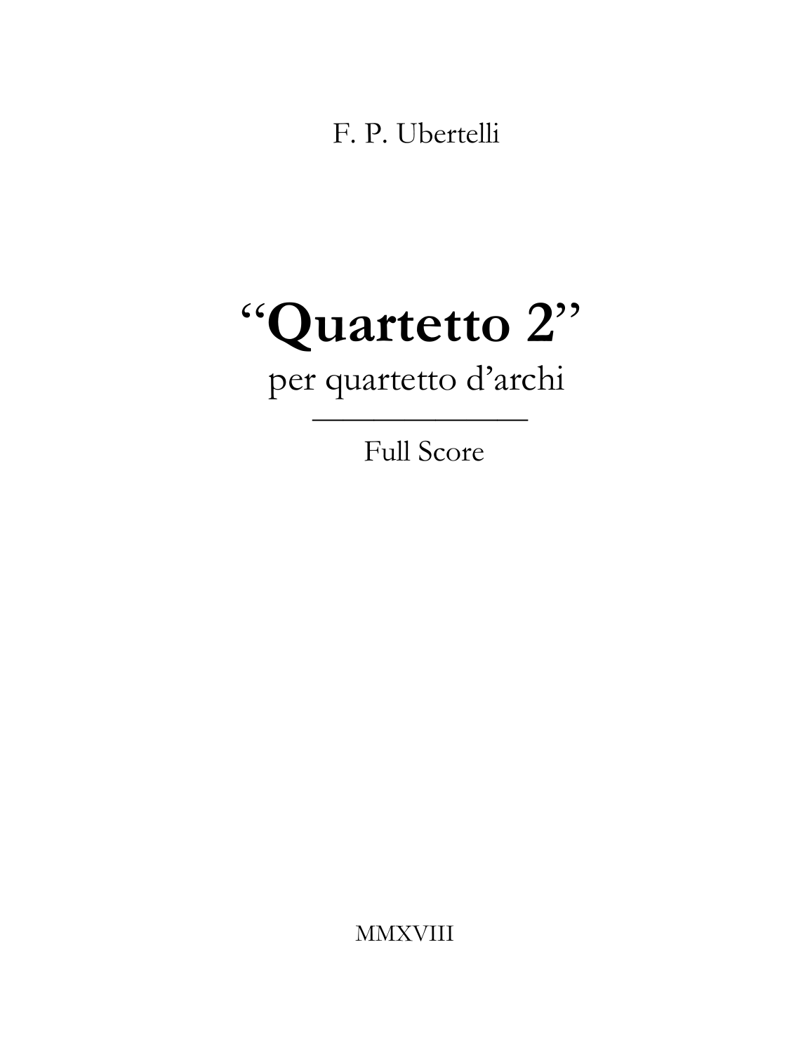F. P. Ubertelli

# "Quartetto 2"

per quartetto d'archi

---

Full Score

MMXVIII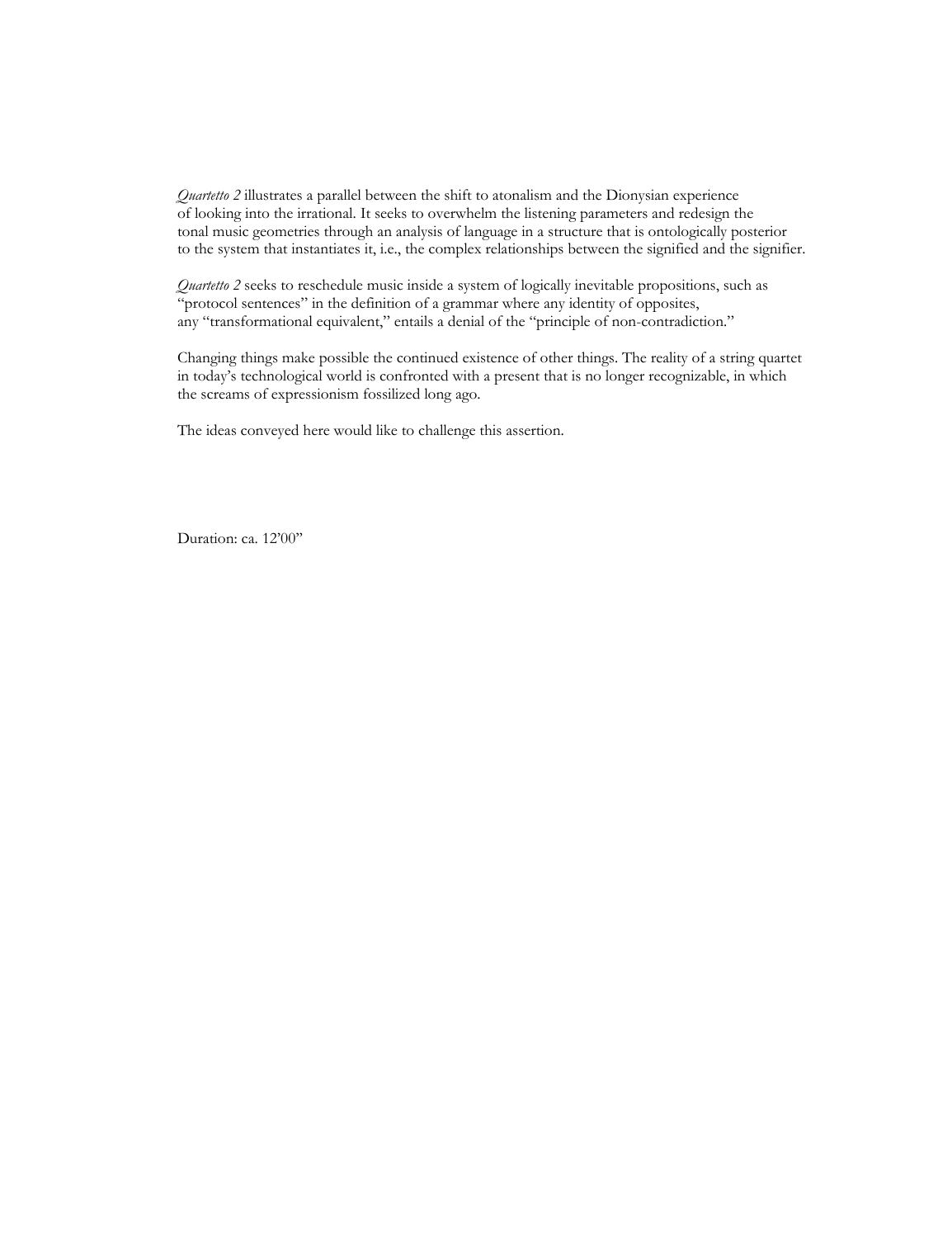*Quartetto 2* illustrates a parallel between the shift to atonalism and the Dionysian experience of looking into the irrational. It seeks to overwhelm the listening parameters and redesign the tonal music geometries through an analysis of language in a structure that is ontologically posterior to the system that instantiates it, i.e., the complex relationships between the signified and the signifier.

*Quartetto 2* seeks to reschedule music inside a system of logically inevitable propositions, such as "protocol sentences" in the definition of a grammar where any identity of opposites, any "transformational equivalent," entails a denial of the "principle of non-contradiction."

Changing things make possible the continued existence of other things. The reality of a string quartet in today's technological world is confronted with a present that is no longer recognizable, in which the screams of expressionism fossilized long ago.

The ideas conveyed here would like to challenge this assertion.

Duration: ca. 12'00"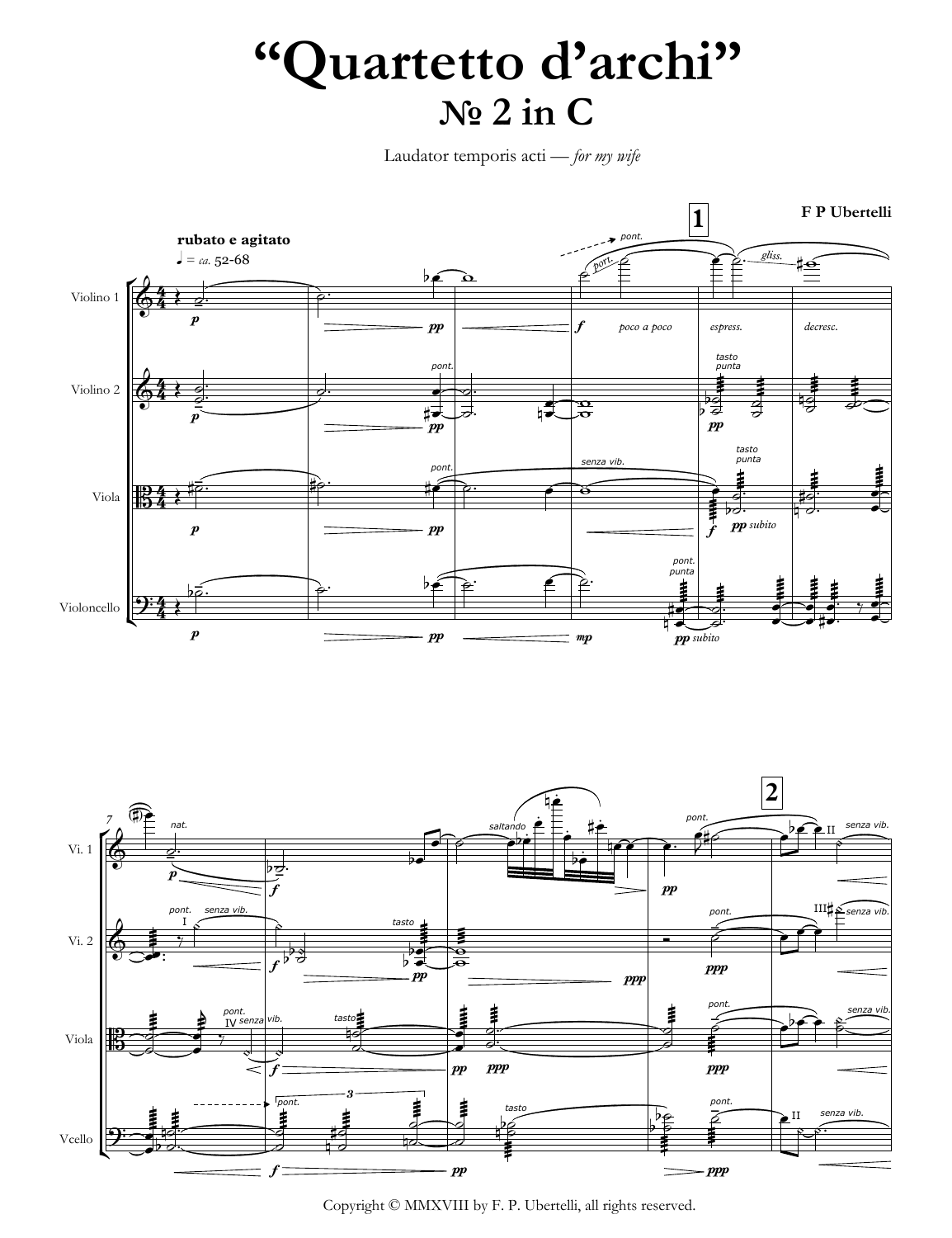# "Quartetto d'archi"

## № 2 in C

Laudator temporis acti — *for my wife*

**F P Ubertelli**

Copyright © MMXVIII by F. P. Ubertelli, all rights reserved.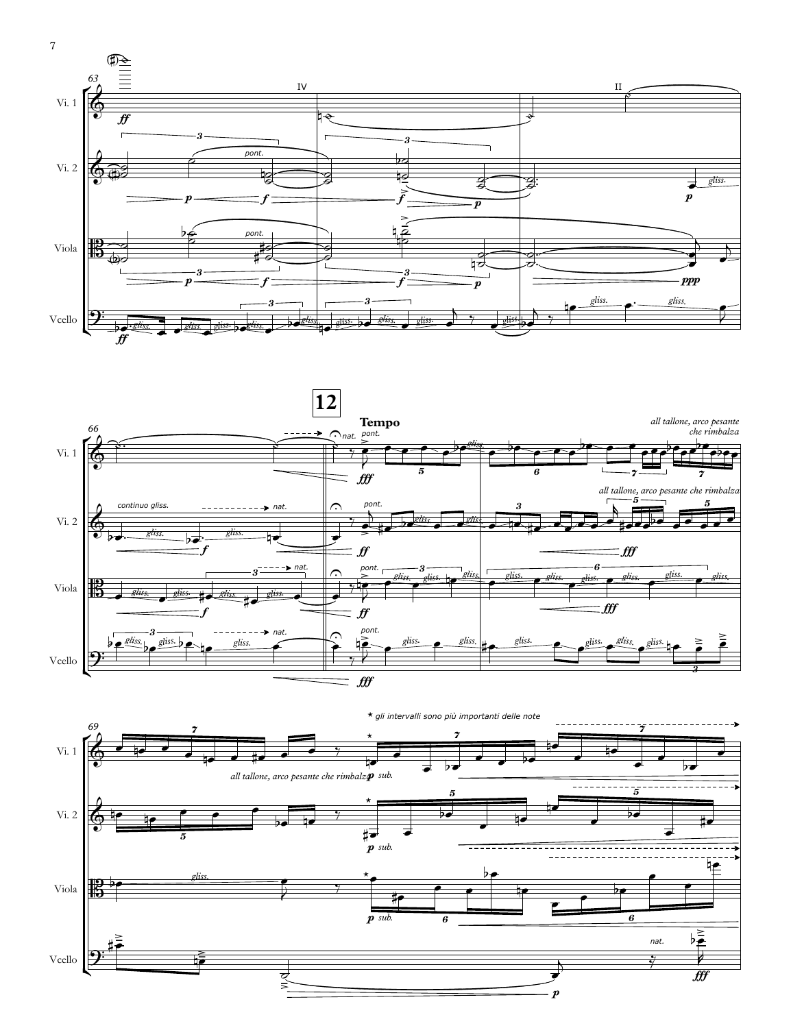**12**

**Tempo**

*all tallone, arco pesante che rimbalza*

* *gli intervalli sono più importanti delle note*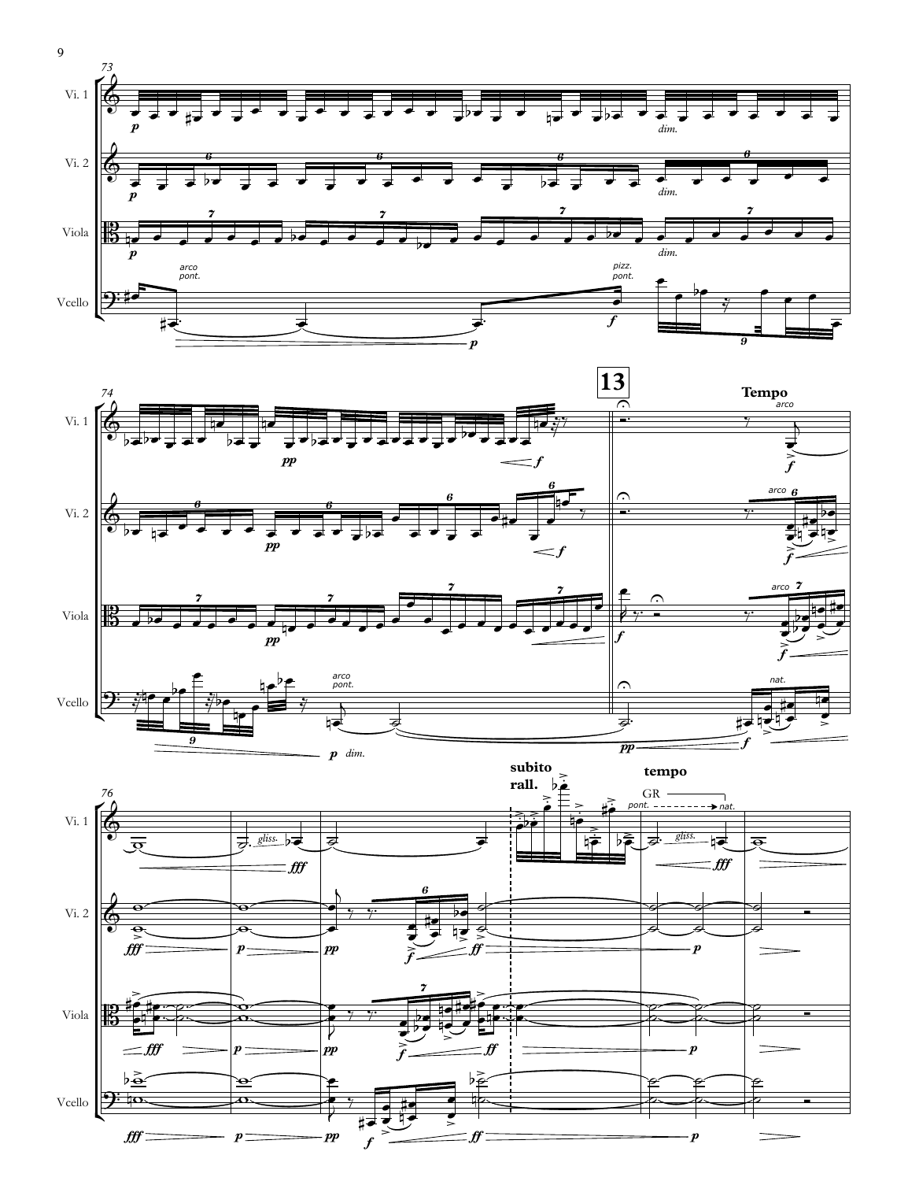Vl. 1

Vl. 2

Viola

Vcello

**13**

**Tempo**

**subito rall.**

**tempo**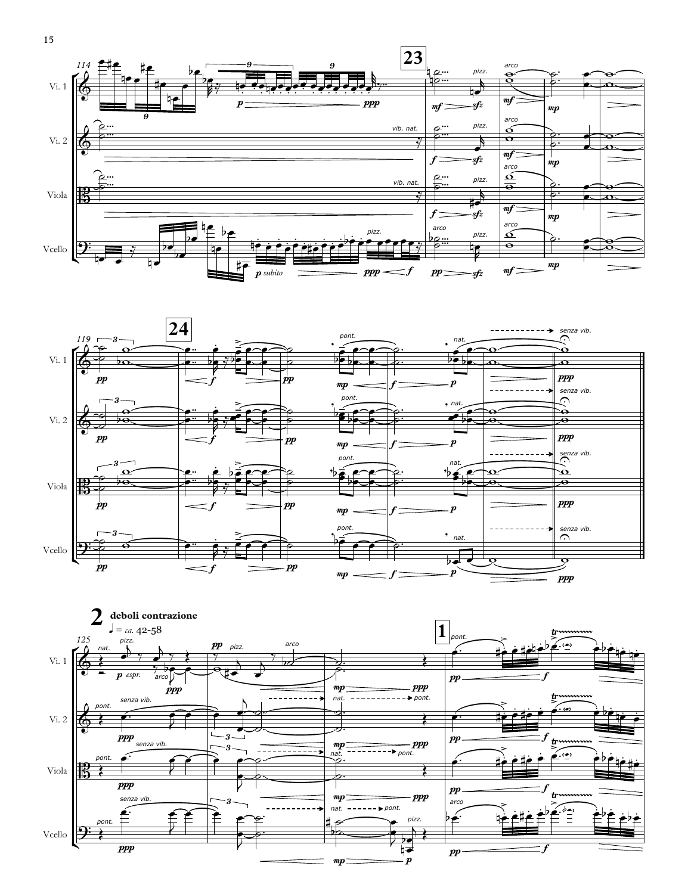## 2 deboli contrazione

♩ = *ca.* 42-58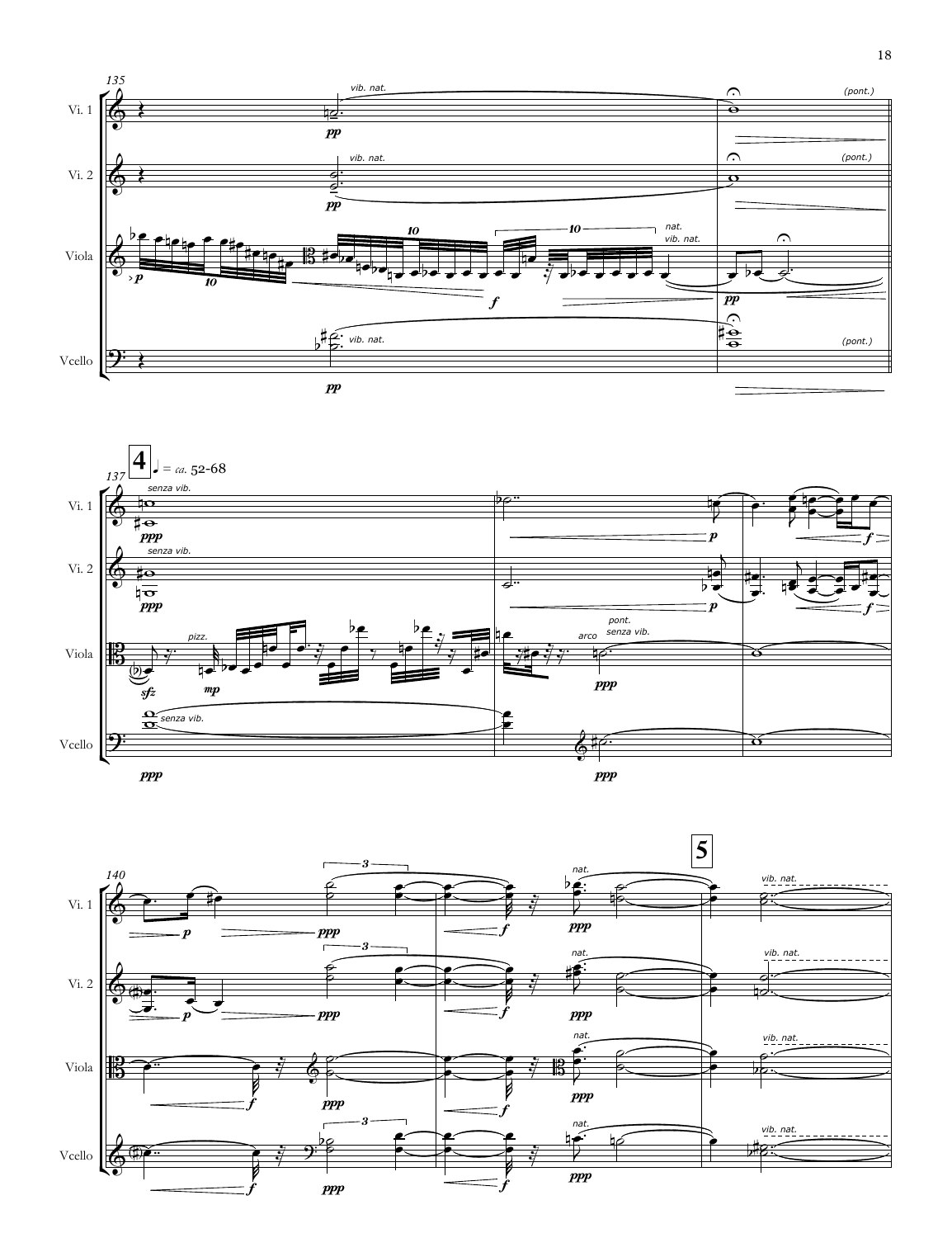135

Vl. 1 — *vib. nat.* **pp** — *(pont.)*

Vl. 2 — *vib. nat.* **pp** — *(pont.)*

Viola — **p** — 10 — 10 — 10 — **f** — *nat.* *vib. nat.* — **pp**

Vcello — *vib. nat.* **pp** — *(pont.)*

137 — **4** ♩ = *ca.* 52-68

Vl. 1 — *senza vib.* **ppp** — **p** — **f**

Vl. 2 — *senza vib.* **ppp** — **p** — **f**

Viola — **sfz** — *pizz.* **mp** — *arco* — *pont.* *senza vib.* **ppp**

Vcello — *senza vib.* **ppp** — **ppp**

140 — **5**

Vl. 1 — **p** — 3 — **ppp** — **f** — *nat.* **ppp** — *vib. nat.*

Vl. 2 — **p** — 3 — **ppp** — **f** — *nat.* **ppp** — *vib. nat.*

Viola — **f** — **ppp** — **f** — *nat.* **ppp** — *vib. nat.*

Vcello — **f** — 3 — **ppp** — **f** — *nat.* **ppp** — *vib. nat.*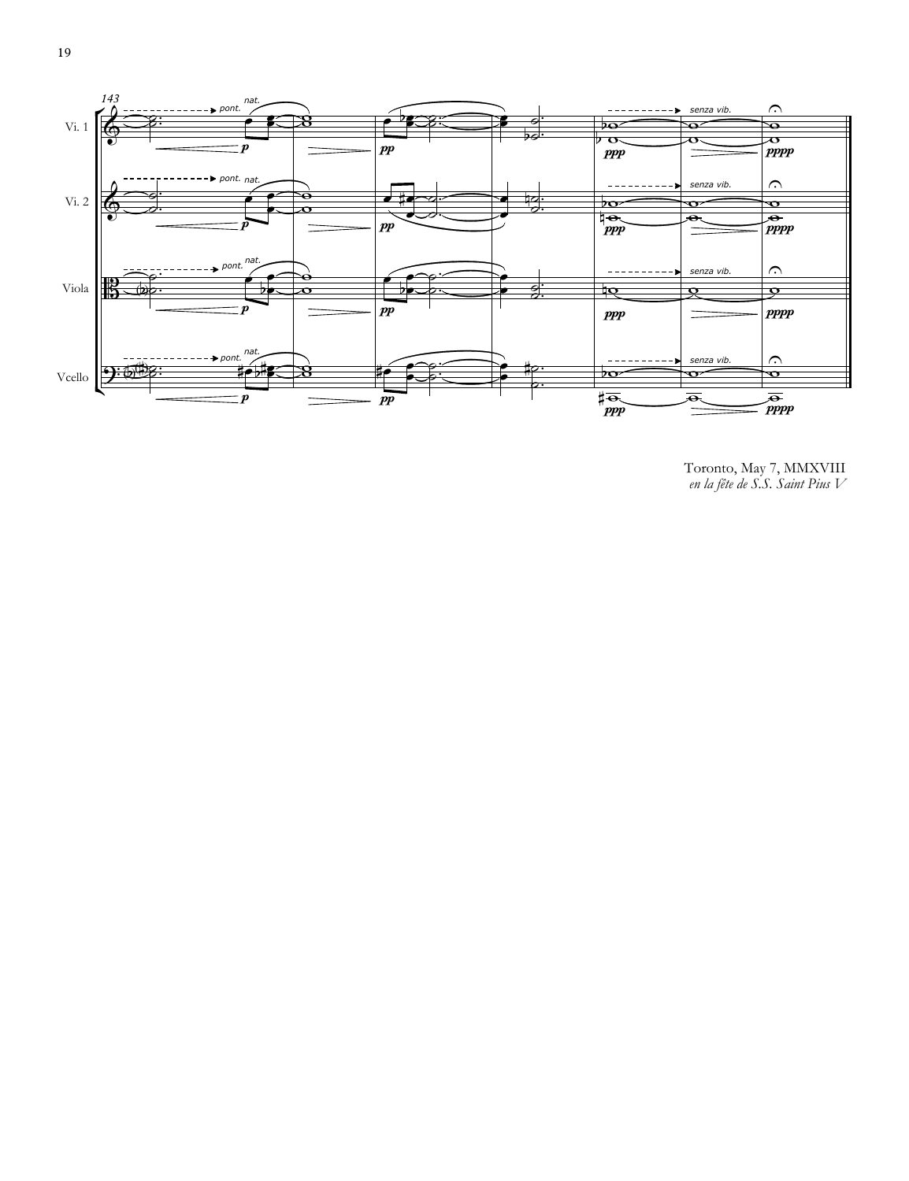Toronto, May 7, MMXVIII
*en la fête de S.S. Saint Pius V*